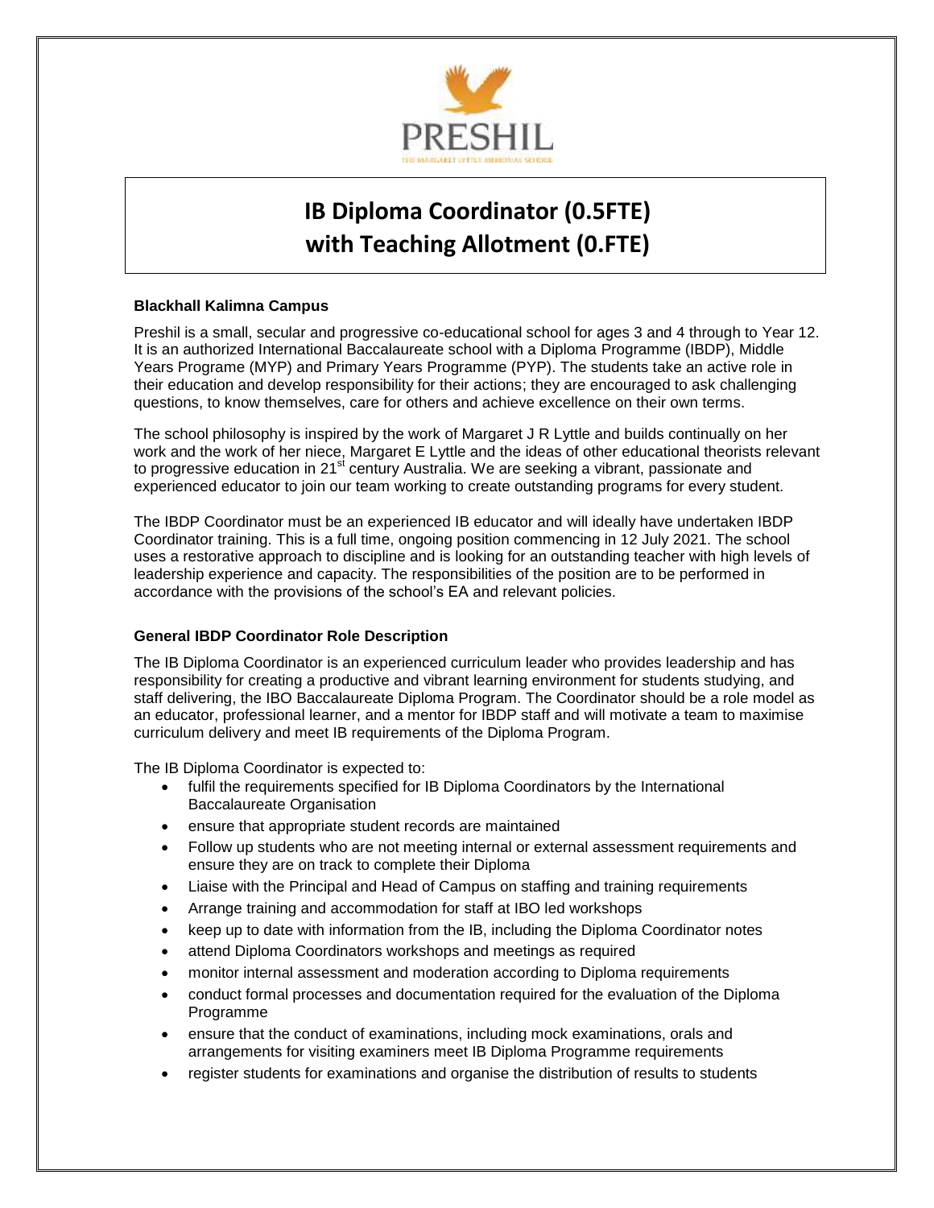PRESHIL

THE MARGARET LYTTLE MEMORIAL SCHOOL

# IB Diploma Coordinator (0.5FTE) with Teaching Allotment (0.FTE)

**Blackhall Kalimna Campus**

Preshil is a small, secular and progressive co-educational school for ages 3 and 4 through to Year 12. It is an authorized International Baccalaureate school with a Diploma Programme (IBDP), Middle Years Programe (MYP) and Primary Years Programme (PYP). The students take an active role in their education and develop responsibility for their actions; they are encouraged to ask challenging questions, to know themselves, care for others and achieve excellence on their own terms.

The school philosophy is inspired by the work of Margaret J R Lyttle and builds continually on her work and the work of her niece, Margaret E Lyttle and the ideas of other educational theorists relevant to progressive education in 21st century Australia. We are seeking a vibrant, passionate and experienced educator to join our team working to create outstanding programs for every student.

The IBDP Coordinator must be an experienced IB educator and will ideally have undertaken IBDP Coordinator training. This is a full time, ongoing position commencing in 12 July 2021. The school uses a restorative approach to discipline and is looking for an outstanding teacher with high levels of leadership experience and capacity. The responsibilities of the position are to be performed in accordance with the provisions of the school's EA and relevant policies.

**General IBDP Coordinator Role Description**

The IB Diploma Coordinator is an experienced curriculum leader who provides leadership and has responsibility for creating a productive and vibrant learning environment for students studying, and staff delivering, the IBO Baccalaureate Diploma Program. The Coordinator should be a role model as an educator, professional learner, and a mentor for IBDP staff and will motivate a team to maximise curriculum delivery and meet IB requirements of the Diploma Program.

The IB Diploma Coordinator is expected to:

- fulfil the requirements specified for IB Diploma Coordinators by the International Baccalaureate Organisation
- ensure that appropriate student records are maintained
- Follow up students who are not meeting internal or external assessment requirements and ensure they are on track to complete their Diploma
- Liaise with the Principal and Head of Campus on staffing and training requirements
- Arrange training and accommodation for staff at IBO led workshops
- keep up to date with information from the IB, including the Diploma Coordinator notes
- attend Diploma Coordinators workshops and meetings as required
- monitor internal assessment and moderation according to Diploma requirements
- conduct formal processes and documentation required for the evaluation of the Diploma Programme
- ensure that the conduct of examinations, including mock examinations, orals and arrangements for visiting examiners meet IB Diploma Programme requirements
- register students for examinations and organise the distribution of results to students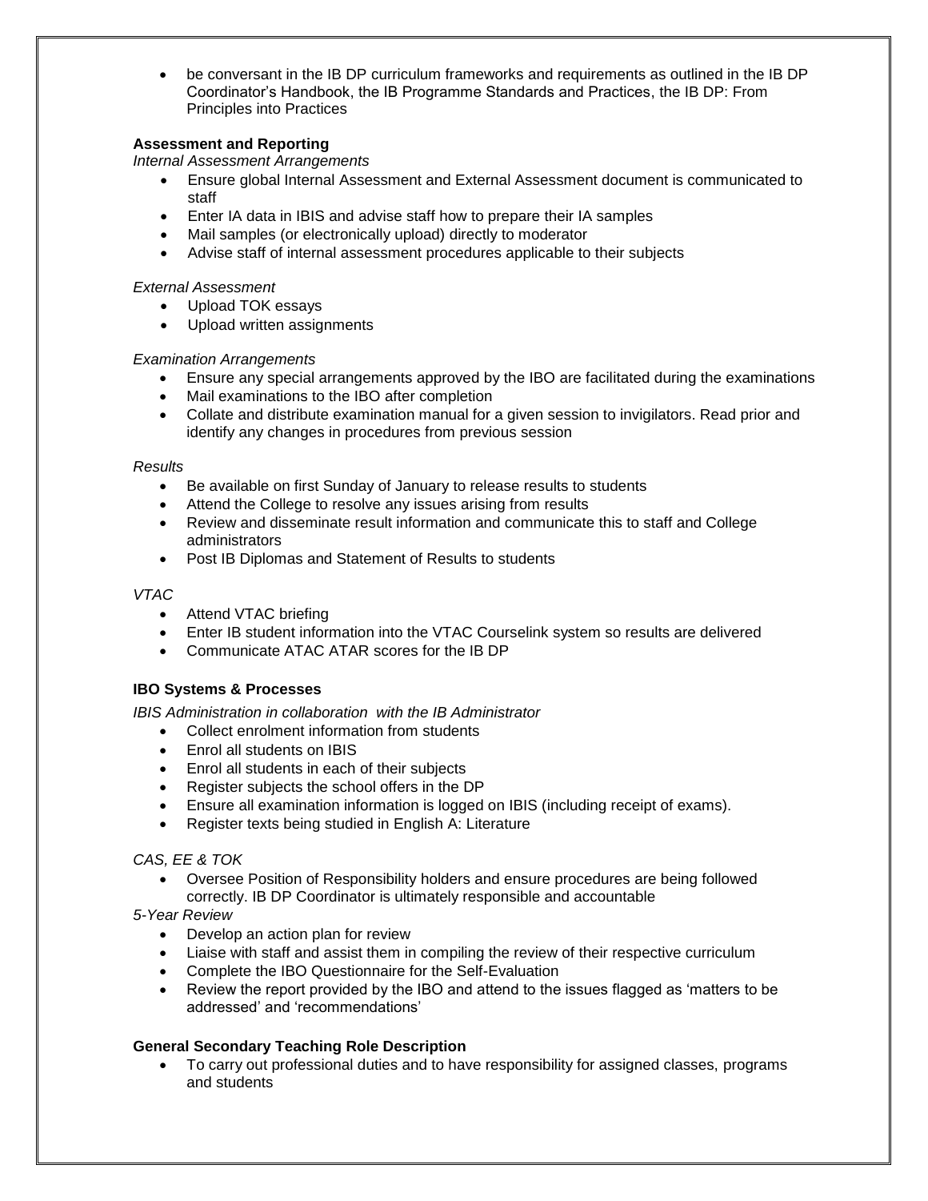- be conversant in the IB DP curriculum frameworks and requirements as outlined in the IB DP Coordinator's Handbook, the IB Programme Standards and Practices, the IB DP: From Principles into Practices

**Assessment and Reporting**

*Internal Assessment Arrangements*

- Ensure global Internal Assessment and External Assessment document is communicated to staff
- Enter IA data in IBIS and advise staff how to prepare their IA samples
- Mail samples (or electronically upload) directly to moderator
- Advise staff of internal assessment procedures applicable to their subjects

*External Assessment*

- Upload TOK essays
- Upload written assignments

*Examination Arrangements*

- Ensure any special arrangements approved by the IBO are facilitated during the examinations
- Mail examinations to the IBO after completion
- Collate and distribute examination manual for a given session to invigilators. Read prior and identify any changes in procedures from previous session

*Results*

- Be available on first Sunday of January to release results to students
- Attend the College to resolve any issues arising from results
- Review and disseminate result information and communicate this to staff and College administrators
- Post IB Diplomas and Statement of Results to students

*VTAC*

- Attend VTAC briefing
- Enter IB student information into the VTAC Courselink system so results are delivered
- Communicate ATAC ATAR scores for the IB DP

**IBO Systems & Processes**

*IBIS Administration in collaboration with the IB Administrator*

- Collect enrolment information from students
- Enrol all students on IBIS
- Enrol all students in each of their subjects
- Register subjects the school offers in the DP
- Ensure all examination information is logged on IBIS (including receipt of exams).
- Register texts being studied in English A: Literature

*CAS, EE & TOK*

- Oversee Position of Responsibility holders and ensure procedures are being followed correctly. IB DP Coordinator is ultimately responsible and accountable

*5-Year Review*

- Develop an action plan for review
- Liaise with staff and assist them in compiling the review of their respective curriculum
- Complete the IBO Questionnaire for the Self-Evaluation
- Review the report provided by the IBO and attend to the issues flagged as 'matters to be addressed' and 'recommendations'

**General Secondary Teaching Role Description**

- To carry out professional duties and to have responsibility for assigned classes, programs and students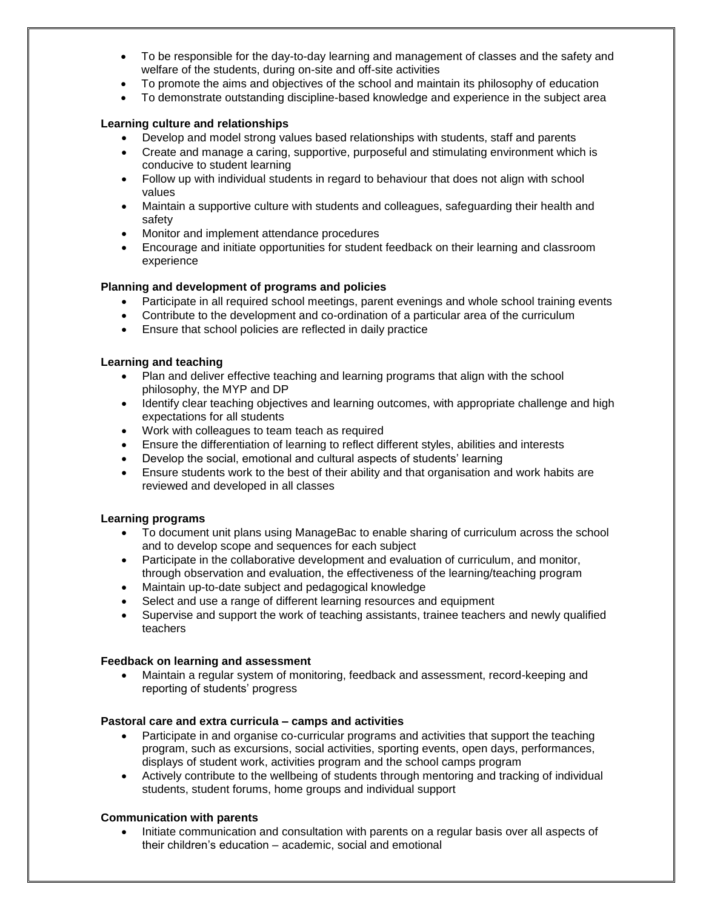- To be responsible for the day-to-day learning and management of classes and the safety and welfare of the students, during on-site and off-site activities
- To promote the aims and objectives of the school and maintain its philosophy of education
- To demonstrate outstanding discipline-based knowledge and experience in the subject area

**Learning culture and relationships**

- Develop and model strong values based relationships with students, staff and parents
- Create and manage a caring, supportive, purposeful and stimulating environment which is conducive to student learning
- Follow up with individual students in regard to behaviour that does not align with school values
- Maintain a supportive culture with students and colleagues, safeguarding their health and safety
- Monitor and implement attendance procedures
- Encourage and initiate opportunities for student feedback on their learning and classroom experience

**Planning and development of programs and policies**

- Participate in all required school meetings, parent evenings and whole school training events
- Contribute to the development and co-ordination of a particular area of the curriculum
- Ensure that school policies are reflected in daily practice

**Learning and teaching**

- Plan and deliver effective teaching and learning programs that align with the school philosophy, the MYP and DP
- Identify clear teaching objectives and learning outcomes, with appropriate challenge and high expectations for all students
- Work with colleagues to team teach as required
- Ensure the differentiation of learning to reflect different styles, abilities and interests
- Develop the social, emotional and cultural aspects of students' learning
- Ensure students work to the best of their ability and that organisation and work habits are reviewed and developed in all classes

**Learning programs**

- To document unit plans using ManageBac to enable sharing of curriculum across the school and to develop scope and sequences for each subject
- Participate in the collaborative development and evaluation of curriculum, and monitor, through observation and evaluation, the effectiveness of the learning/teaching program
- Maintain up-to-date subject and pedagogical knowledge
- Select and use a range of different learning resources and equipment
- Supervise and support the work of teaching assistants, trainee teachers and newly qualified teachers

**Feedback on learning and assessment**

- Maintain a regular system of monitoring, feedback and assessment, record-keeping and reporting of students' progress

**Pastoral care and extra curricula – camps and activities**

- Participate in and organise co-curricular programs and activities that support the teaching program, such as excursions, social activities, sporting events, open days, performances, displays of student work, activities program and the school camps program
- Actively contribute to the wellbeing of students through mentoring and tracking of individual students, student forums, home groups and individual support

**Communication with parents**

- Initiate communication and consultation with parents on a regular basis over all aspects of their children's education – academic, social and emotional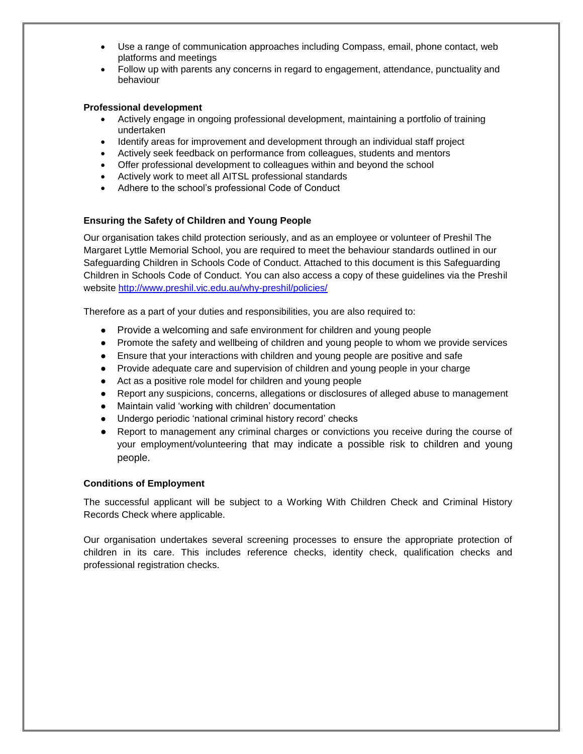- Use a range of communication approaches including Compass, email, phone contact, web platforms and meetings
- Follow up with parents any concerns in regard to engagement, attendance, punctuality and behaviour

**Professional development**

- Actively engage in ongoing professional development, maintaining a portfolio of training undertaken
- Identify areas for improvement and development through an individual staff project
- Actively seek feedback on performance from colleagues, students and mentors
- Offer professional development to colleagues within and beyond the school
- Actively work to meet all AITSL professional standards
- Adhere to the school's professional Code of Conduct

**Ensuring the Safety of Children and Young People**

Our organisation takes child protection seriously, and as an employee or volunteer of Preshil The Margaret Lyttle Memorial School, you are required to meet the behaviour standards outlined in our Safeguarding Children in Schools Code of Conduct. Attached to this document is this Safeguarding Children in Schools Code of Conduct. You can also access a copy of these guidelines via the Preshil website http://www.preshil.vic.edu.au/why-preshil/policies/

Therefore as a part of your duties and responsibilities, you are also required to:

- Provide a welcoming and safe environment for children and young people
- Promote the safety and wellbeing of children and young people to whom we provide services
- Ensure that your interactions with children and young people are positive and safe
- Provide adequate care and supervision of children and young people in your charge
- Act as a positive role model for children and young people
- Report any suspicions, concerns, allegations or disclosures of alleged abuse to management
- Maintain valid 'working with children' documentation
- Undergo periodic 'national criminal history record' checks
- Report to management any criminal charges or convictions you receive during the course of your employment/volunteering that may indicate a possible risk to children and young people.

**Conditions of Employment**

The successful applicant will be subject to a Working With Children Check and Criminal History Records Check where applicable.

Our organisation undertakes several screening processes to ensure the appropriate protection of children in its care. This includes reference checks, identity check, qualification checks and professional registration checks.